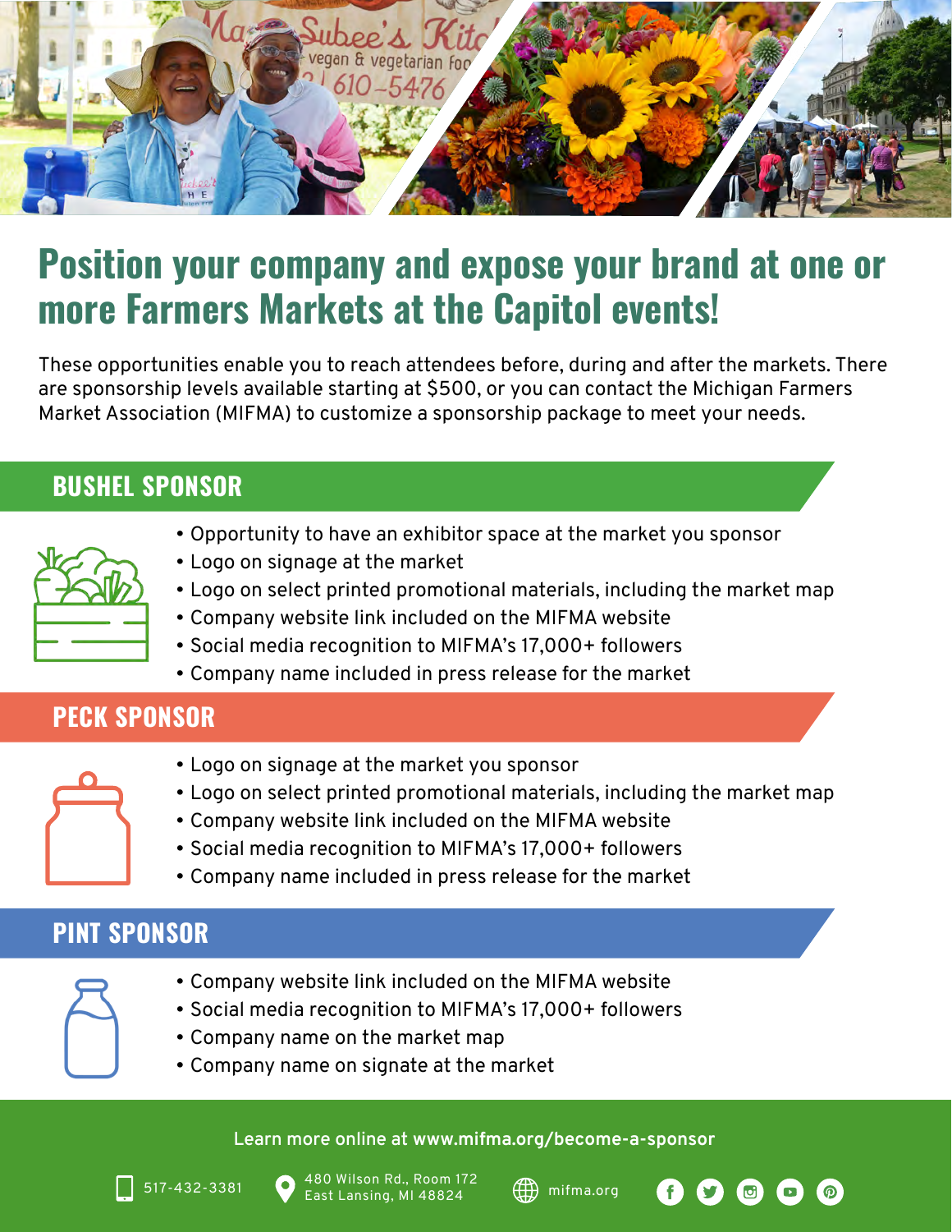# Position your company and expose your brand at one or more Farmers Markets at the Capitol events!

These opportunities enable you to reach attendees before, during and after the markets. There are sponsorship levels available starting at $500, or you can contact the Michigan Farmers Market Association (MIFMA) to customize a sponsorship package to meet your needs.

## BUSHEL SPONSOR

- Opportunity to have an exhibitor space at the market you sponsor
- Logo on signage at the market
- Logo on select printed promotional materials, including the market map
- Company website link included on the MIFMA website
- Social media recognition to MIFMA's 17,000+ followers
- Company name included in press release for the market

## PECK SPONSOR

- Logo on signage at the market you sponsor
- Logo on select printed promotional materials, including the market map
- Company website link included on the MIFMA website
- Social media recognition to MIFMA's 17,000+ followers
- Company name included in press release for the market

## PINT SPONSOR

- Company website link included on the MIFMA website
- Social media recognition to MIFMA's 17,000+ followers
- Company name on the market map
- Company name on signate at the market

Learn more online at **www.mifma.org/become-a-sponsor**

517-432-3381

480 Wilson Rd., Room 172
East Lansing, MI 48824

mifma.org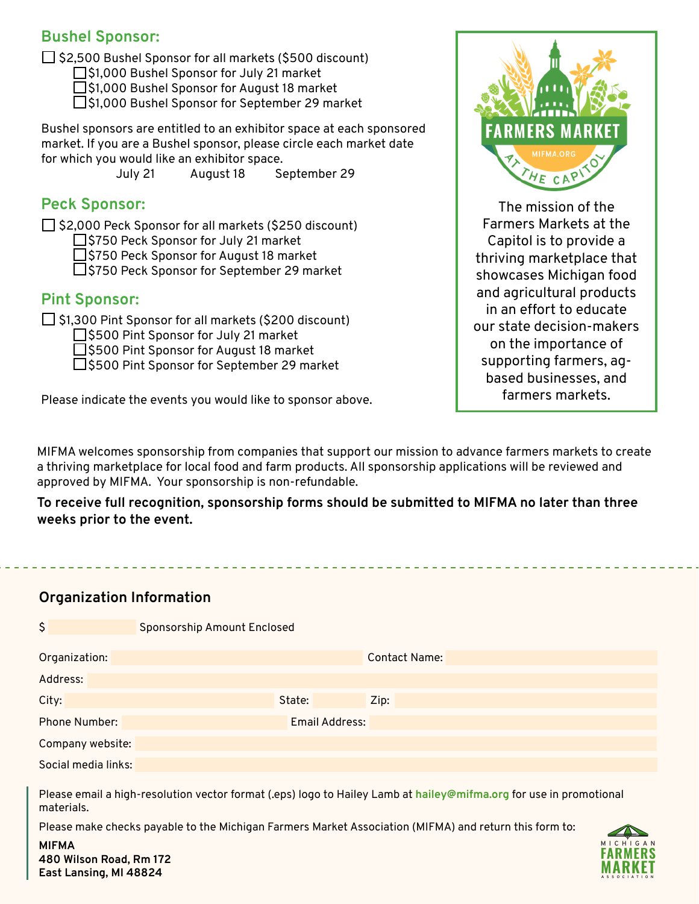## Bushel Sponsor:

- ☐ $2,500 Bushel Sponsor for all markets ($500 discount)
  - ☐ $1,000 Bushel Sponsor for July 21 market
  - ☐ $1,000 Bushel Sponsor for August 18 market
  - ☐ $1,000 Bushel Sponsor for September 29 market

Bushel sponsors are entitled to an exhibitor space at each sponsored market. If you are a Bushel sponsor, please circle each market date for which you would like an exhibitor space.

July 21 August 18 September 29

## Peck Sponsor:

- ☐ $2,000 Peck Sponsor for all markets ($250 discount)
  - ☐ $750 Peck Sponsor for July 21 market
  - ☐ $750 Peck Sponsor for August 18 market
  - ☐ $750 Peck Sponsor for September 29 market

## Pint Sponsor:

- ☐ $1,300 Pint Sponsor for all markets ($200 discount)
  - ☐ $500 Pint Sponsor for July 21 market
  - ☐ $500 Pint Sponsor for August 18 market
  - ☐ $500 Pint Sponsor for September 29 market

Please indicate the events you would like to sponsor above.

FARMERS MARKET AT THE CAPITOL

MIFMA.ORG

The mission of the Farmers Markets at the Capitol is to provide a thriving marketplace that showcases Michigan food and agricultural products in an effort to educate our state decision-makers on the importance of supporting farmers, ag-based businesses, and farmers markets.

MIFMA welcomes sponsorship from companies that support our mission to advance farmers markets to create a thriving marketplace for local food and farm products. All sponsorship applications will be reviewed and approved by MIFMA. Your sponsorship is non-refundable.

**To receive full recognition, sponsorship forms should be submitted to MIFMA no later than three weeks prior to the event.**

---

## Organization Information

$ ____________ Sponsorship Amount Enclosed

Organization: ____________ Contact Name: ____________

Address: ____________

City: ____________ State: ____________ Zip: ____________

Phone Number: ____________ Email Address: ____________

Company website: ____________

Social media links: ____________

Please email a high-resolution vector format (.eps) logo to Hailey Lamb at **hailey@mifma.org** for use in promotional materials.

Please make checks payable to the Michigan Farmers Market Association (MIFMA) and return this form to:

**MIFMA**
**480 Wilson Road, Rm 172**
**East Lansing, MI 48824**

MICHIGAN FARMERS MARKET ASSOCIATION